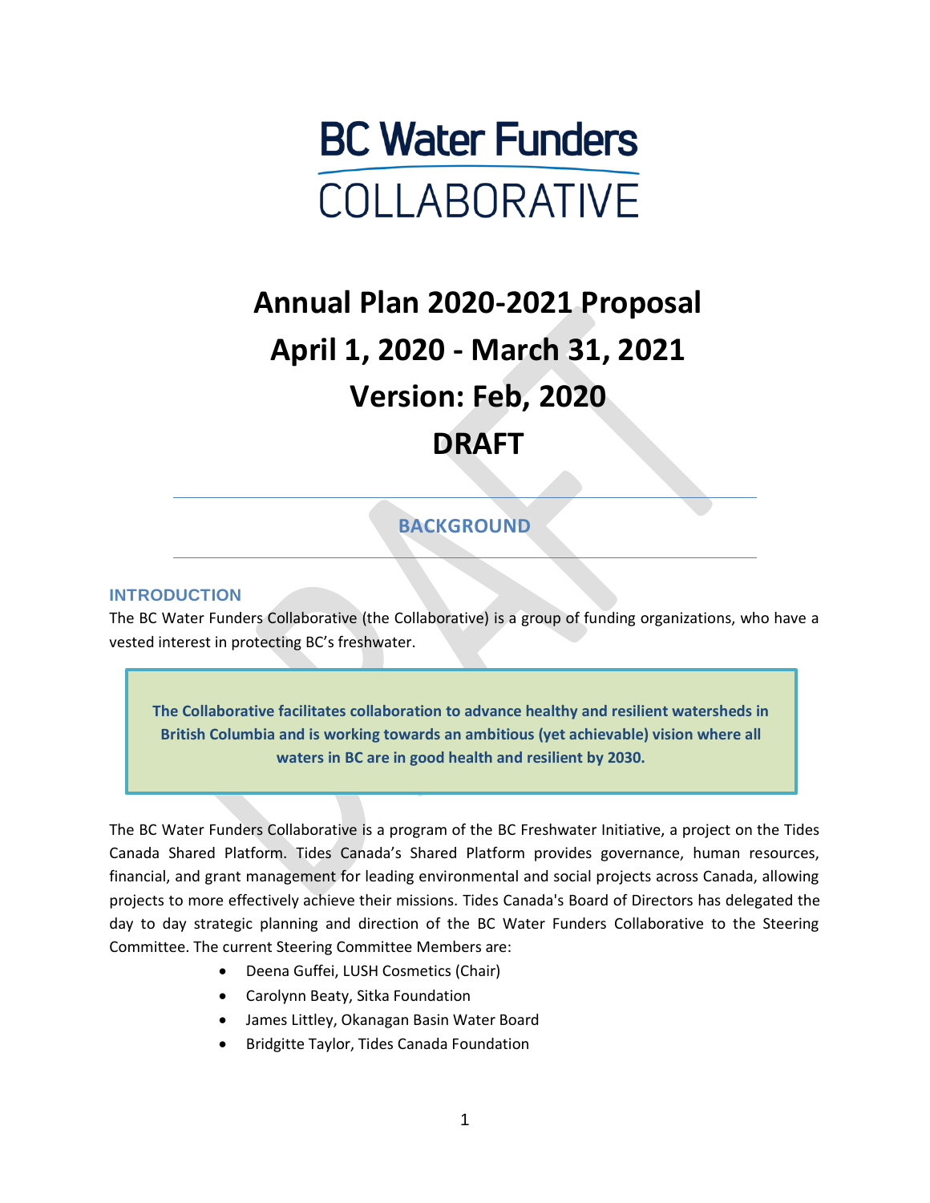# BC Water Funders COLLABORATIVE

# Annual Plan 2020-2021 Proposal
# April 1, 2020 - March 31, 2021
# Version: Feb, 2020
# DRAFT

## BACKGROUND

### INTRODUCTION

The BC Water Funders Collaborative (the Collaborative) is a group of funding organizations, who have a vested interest in protecting BC's freshwater.

> **The Collaborative facilitates collaboration to advance healthy and resilient watersheds in British Columbia and is working towards an ambitious (yet achievable) vision where all waters in BC are in good health and resilient by 2030.**

The BC Water Funders Collaborative is a program of the BC Freshwater Initiative, a project on the Tides Canada Shared Platform. Tides Canada's Shared Platform provides governance, human resources, financial, and grant management for leading environmental and social projects across Canada, allowing projects to more effectively achieve their missions. Tides Canada's Board of Directors has delegated the day to day strategic planning and direction of the BC Water Funders Collaborative to the Steering Committee. The current Steering Committee Members are:

- Deena Guffei, LUSH Cosmetics (Chair)
- Carolynn Beaty, Sitka Foundation
- James Littley, Okanagan Basin Water Board
- Bridgitte Taylor, Tides Canada Foundation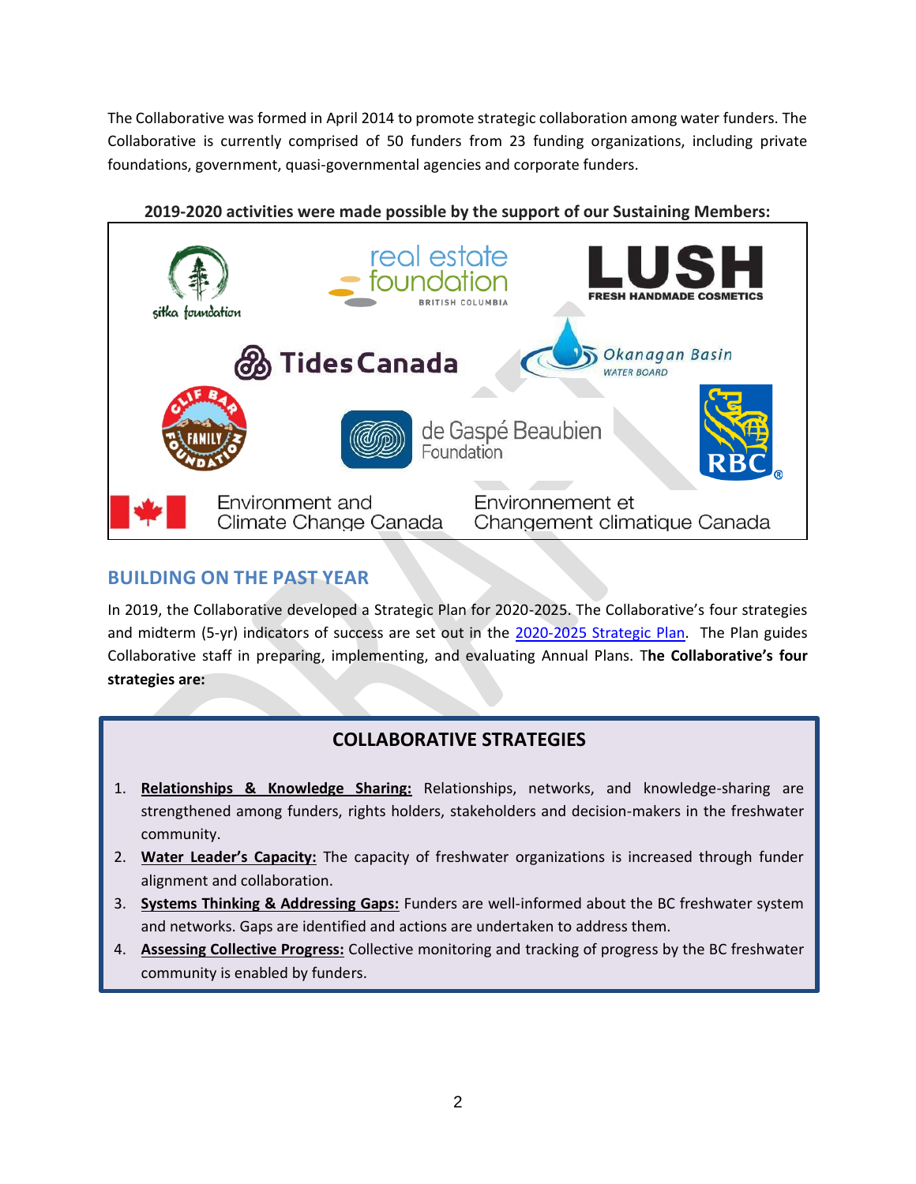The Collaborative was formed in April 2014 to promote strategic collaboration among water funders. The Collaborative is currently comprised of 50 funders from 23 funding organizations, including private foundations, government, quasi-governmental agencies and corporate funders.

**2019-2020 activities were made possible by the support of our Sustaining Members:**

sitka foundation | real estate foundation BRITISH COLUMBIA | LUSH FRESH HANDMADE COSMETICS | Tides Canada | Okanagan Basin WATER BOARD | CLIF BAR FAMILY FOUNDATION | de Gaspé Beaubien Foundation | RBC | Environment and Climate Change Canada / Environnement et Changement climatique Canada

## BUILDING ON THE PAST YEAR

In 2019, the Collaborative developed a Strategic Plan for 2020-2025. The Collaborative's four strategies and midterm (5-yr) indicators of success are set out in the 2020-2025 Strategic Plan. The Plan guides Collaborative staff in preparing, implementing, and evaluating Annual Plans. T**he Collaborative's four strategies are:**

### COLLABORATIVE STRATEGIES

1. **Relationships & Knowledge Sharing:** Relationships, networks, and knowledge-sharing are strengthened among funders, rights holders, stakeholders and decision-makers in the freshwater community.
2. **Water Leader's Capacity:** The capacity of freshwater organizations is increased through funder alignment and collaboration.
3. **Systems Thinking & Addressing Gaps:** Funders are well-informed about the BC freshwater system and networks. Gaps are identified and actions are undertaken to address them.
4. **Assessing Collective Progress:** Collective monitoring and tracking of progress by the BC freshwater community is enabled by funders.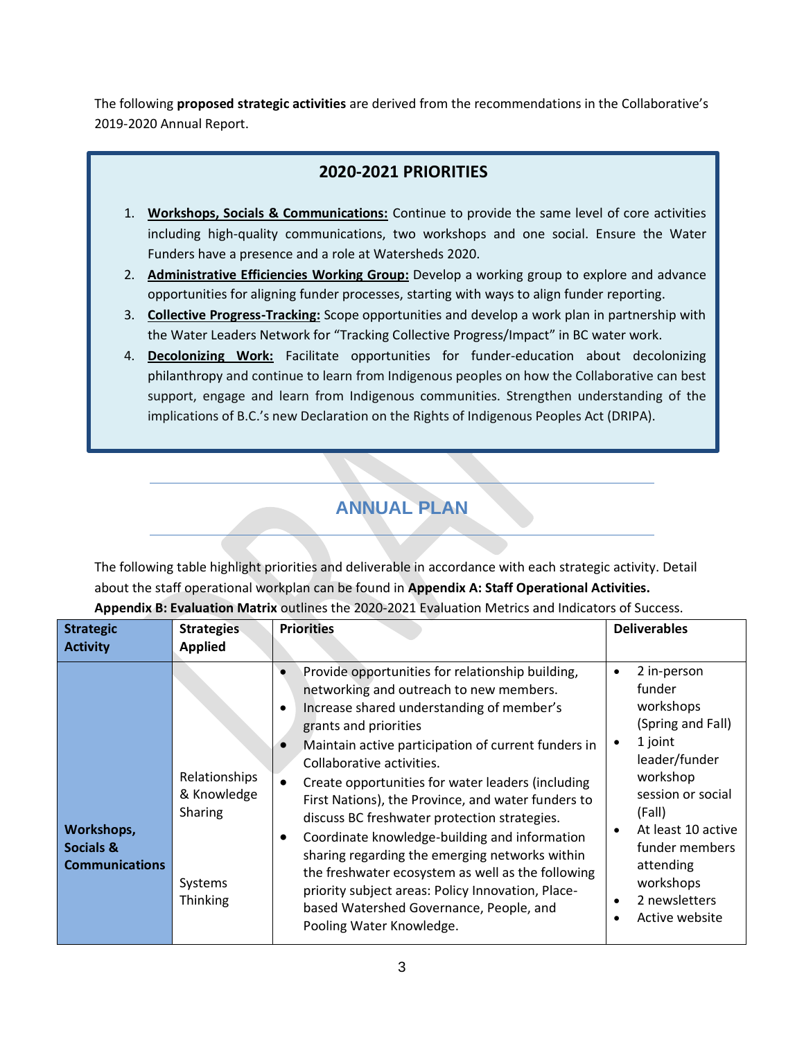The following **proposed strategic activities** are derived from the recommendations in the Collaborative's 2019-2020 Annual Report.

## 2020-2021 PRIORITIES

1. **Workshops, Socials & Communications:** Continue to provide the same level of core activities including high-quality communications, two workshops and one social. Ensure the Water Funders have a presence and a role at Watersheds 2020.
2. **Administrative Efficiencies Working Group:** Develop a working group to explore and advance opportunities for aligning funder processes, starting with ways to align funder reporting.
3. **Collective Progress-Tracking:** Scope opportunities and develop a work plan in partnership with the Water Leaders Network for "Tracking Collective Progress/Impact" in BC water work.
4. **Decolonizing Work:** Facilitate opportunities for funder-education about decolonizing philanthropy and continue to learn from Indigenous peoples on how the Collaborative can best support, engage and learn from Indigenous communities. Strengthen understanding of the implications of B.C.'s new Declaration on the Rights of Indigenous Peoples Act (DRIPA).

## ANNUAL PLAN

The following table highlight priorities and deliverable in accordance with each strategic activity. Detail about the staff operational workplan can be found in **Appendix A: Staff Operational Activities.** **Appendix B: Evaluation Matrix** outlines the 2020-2021 Evaluation Metrics and Indicators of Success.

| Strategic Activity | Strategies Applied | Priorities | Deliverables |
|---|---|---|---|
| **Workshops, Socials & Communications** | Relationships & Knowledge Sharing<br><br>Systems Thinking | • Provide opportunities for relationship building, networking and outreach to new members.<br>• Increase shared understanding of member's grants and priorities<br>• Maintain active participation of current funders in Collaborative activities.<br>• Create opportunities for water leaders (including First Nations), the Province, and water funders to discuss BC freshwater protection strategies.<br>• Coordinate knowledge-building and information sharing regarding the emerging networks within the freshwater ecosystem as well as the following priority subject areas: Policy Innovation, Place-based Watershed Governance, People, and Pooling Water Knowledge. | • 2 in-person funder workshops (Spring and Fall)<br>• 1 joint leader/funder workshop session or social (Fall)<br>• At least 10 active funder members attending workshops<br>• 2 newsletters<br>• Active website |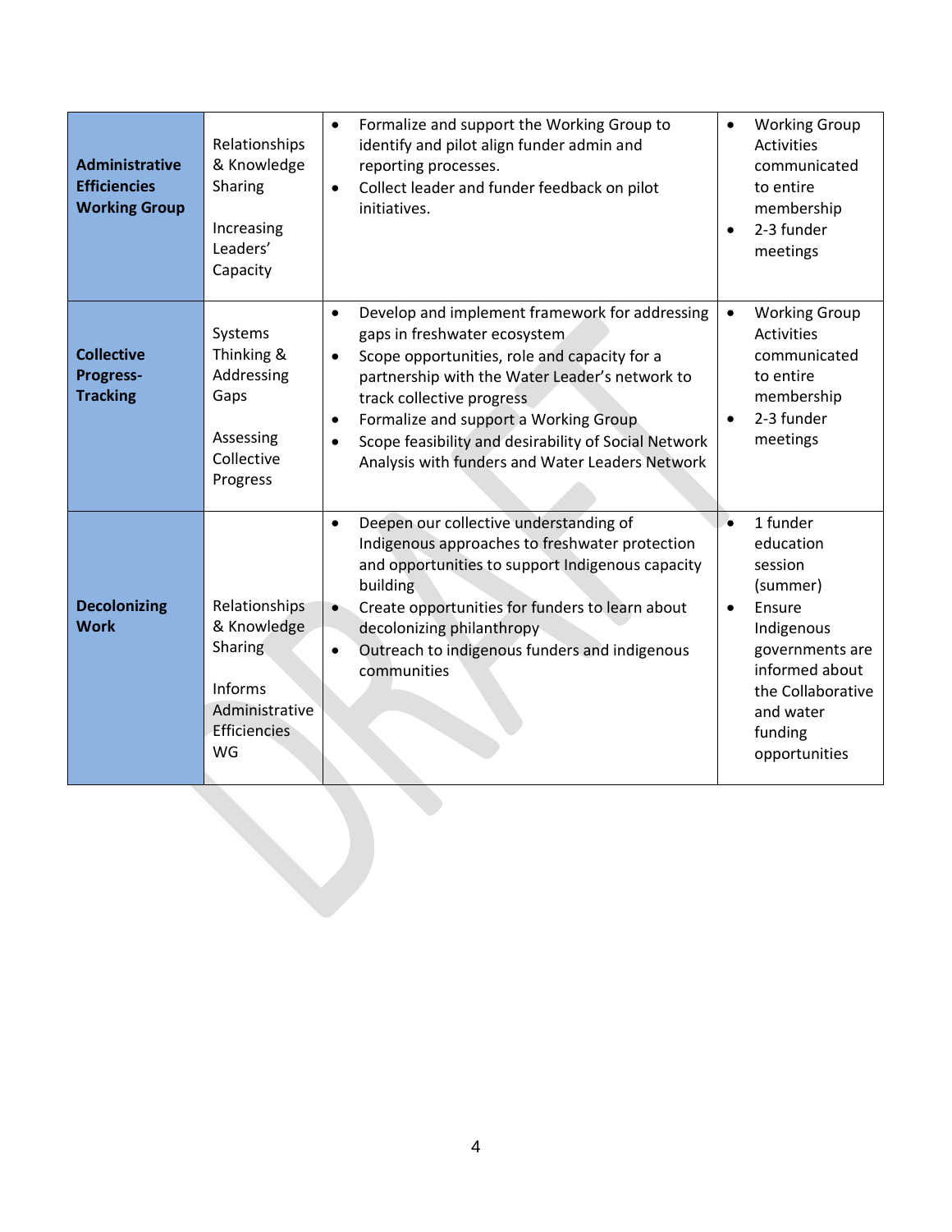| | | | |
|---|---|---|---|
| **Administrative Efficiencies Working Group** | Relationships & Knowledge Sharing<br><br>Increasing Leaders' Capacity | • Formalize and support the Working Group to identify and pilot align funder admin and reporting processes.<br>• Collect leader and funder feedback on pilot initiatives. | • Working Group Activities communicated to entire membership<br>• 2-3 funder meetings |
| **Collective Progress-Tracking** | Systems Thinking & Addressing Gaps<br><br>Assessing Collective Progress | • Develop and implement framework for addressing gaps in freshwater ecosystem<br>• Scope opportunities, role and capacity for a partnership with the Water Leader's network to track collective progress<br>• Formalize and support a Working Group<br>• Scope feasibility and desirability of Social Network Analysis with funders and Water Leaders Network | • Working Group Activities communicated to entire membership<br>• 2-3 funder meetings |
| **Decolonizing Work** | Relationships & Knowledge Sharing<br><br>Informs Administrative Efficiencies WG | • Deepen our collective understanding of Indigenous approaches to freshwater protection and opportunities to support Indigenous capacity building<br>• Create opportunities for funders to learn about decolonizing philanthropy<br>• Outreach to indigenous funders and indigenous communities | • 1 funder education session (summer)<br>• Ensure Indigenous governments are informed about the Collaborative and water funding opportunities |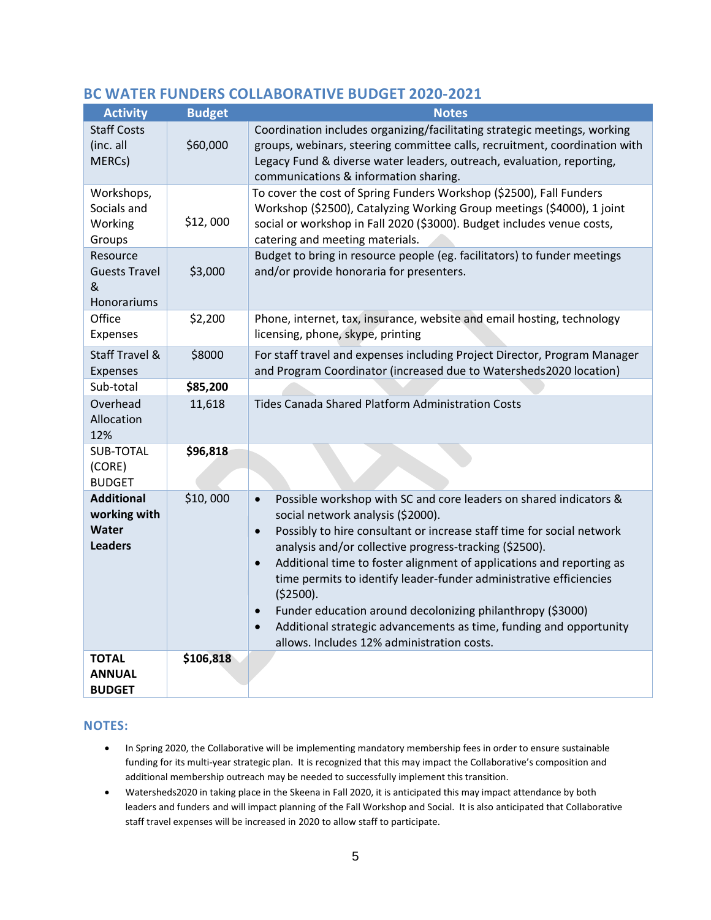## BC WATER FUNDERS COLLABORATIVE BUDGET 2020-2021

| Activity | Budget | Notes |
|---|---|---|
| Staff Costs (inc. all MERCs) | $60,000 | Coordination includes organizing/facilitating strategic meetings, working groups, webinars, steering committee calls, recruitment, coordination with Legacy Fund & diverse water leaders, outreach, evaluation, reporting, communications & information sharing. |
| Workshops, Socials and Working Groups | $12, 000 | To cover the cost of Spring Funders Workshop ($2500), Fall Funders Workshop ($2500), Catalyzing Working Group meetings ($4000), 1 joint social or workshop in Fall 2020 ($3000). Budget includes venue costs, catering and meeting materials. |
| Resource Guests Travel & Honorariums | $3,000 | Budget to bring in resource people (eg. facilitators) to funder meetings and/or provide honoraria for presenters. |
| Office Expenses | $2,200 | Phone, internet, tax, insurance, website and email hosting, technology licensing, phone, skype, printing |
| Staff Travel & Expenses | $8000 | For staff travel and expenses including Project Director, Program Manager and Program Coordinator (increased due to Watersheds2020 location) |
| Sub-total | **$85,200** | |
| Overhead Allocation 12% | 11,618 | Tides Canada Shared Platform Administration Costs |
| SUB-TOTAL (CORE) BUDGET | **$96,818** | |
| **Additional working with Water Leaders** | $10, 000 | • Possible workshop with SC and core leaders on shared indicators & social network analysis ($2000).<br>• Possibly to hire consultant or increase staff time for social network analysis and/or collective progress-tracking ($2500).<br>• Additional time to foster alignment of applications and reporting as time permits to identify leader-funder administrative efficiencies ($2500).<br>• Funder education around decolonizing philanthropy ($3000)<br>• Additional strategic advancements as time, funding and opportunity allows. Includes 12% administration costs. |
| **TOTAL ANNUAL BUDGET** | **$106,818** | |

### NOTES:

- In Spring 2020, the Collaborative will be implementing mandatory membership fees in order to ensure sustainable funding for its multi-year strategic plan. It is recognized that this may impact the Collaborative's composition and additional membership outreach may be needed to successfully implement this transition.
- Watersheds2020 in taking place in the Skeena in Fall 2020, it is anticipated this may impact attendance by both leaders and funders and will impact planning of the Fall Workshop and Social. It is also anticipated that Collaborative staff travel expenses will be increased in 2020 to allow staff to participate.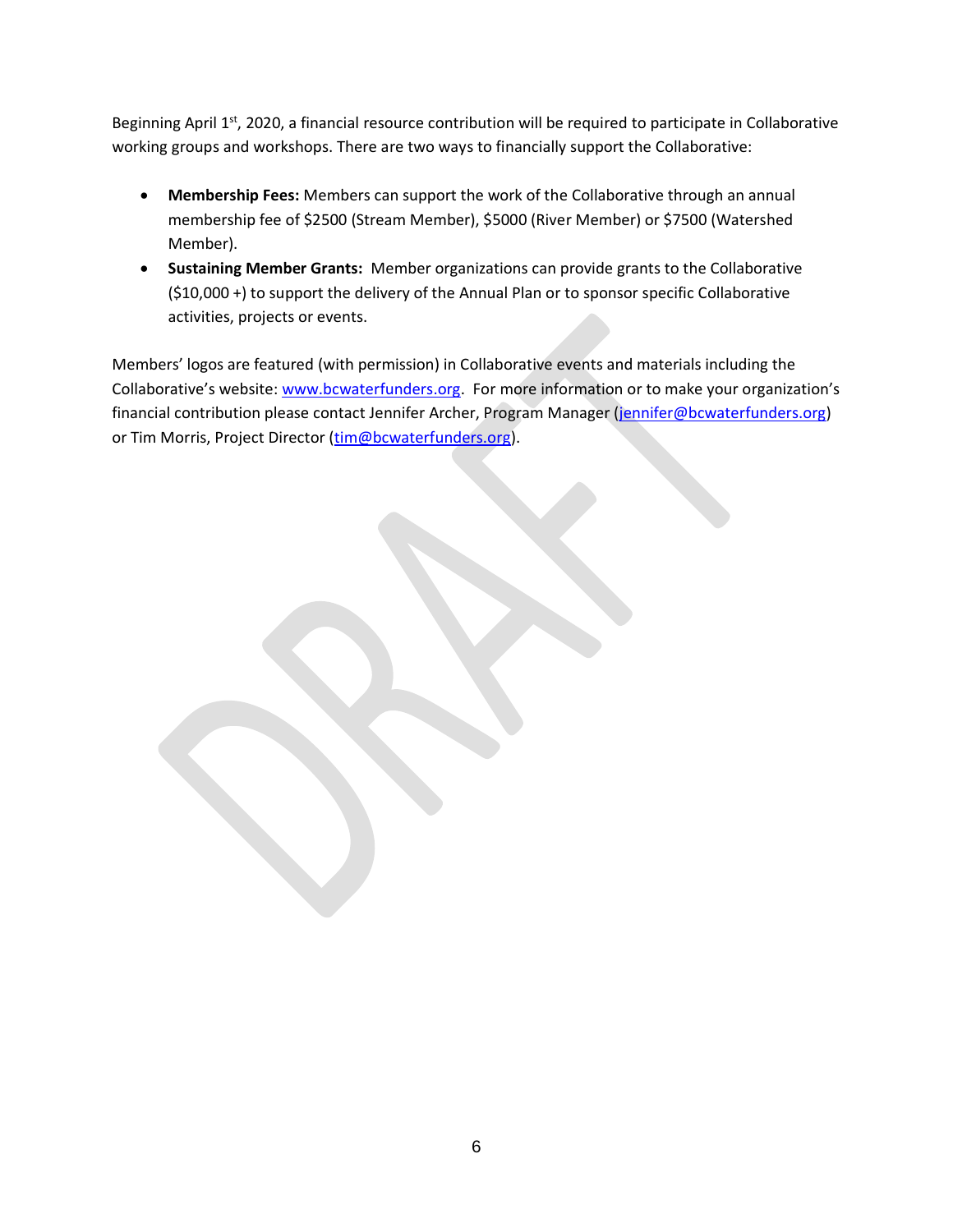Beginning April 1st, 2020, a financial resource contribution will be required to participate in Collaborative working groups and workshops. There are two ways to financially support the Collaborative:

- **Membership Fees:** Members can support the work of the Collaborative through an annual membership fee of $2500 (Stream Member), $5000 (River Member) or $7500 (Watershed Member).
- **Sustaining Member Grants:** Member organizations can provide grants to the Collaborative ($10,000 +) to support the delivery of the Annual Plan or to sponsor specific Collaborative activities, projects or events.

Members' logos are featured (with permission) in Collaborative events and materials including the Collaborative's website: www.bcwaterfunders.org. For more information or to make your organization's financial contribution please contact Jennifer Archer, Program Manager (jennifer@bcwaterfunders.org) or Tim Morris, Project Director (tim@bcwaterfunders.org).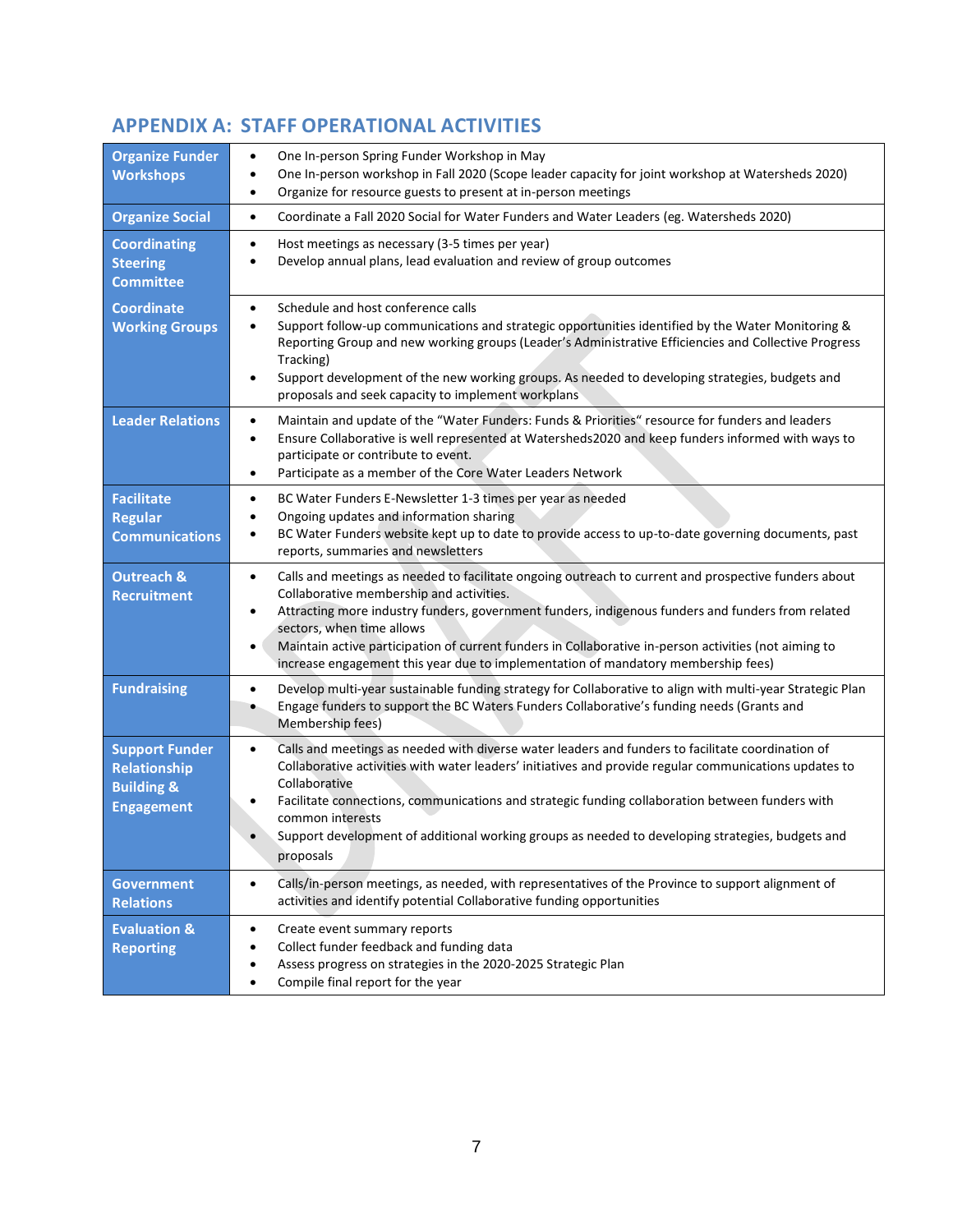## APPENDIX A: STAFF OPERATIONAL ACTIVITIES

| | |
|---|---|
| **Organize Funder Workshops** | • One In-person Spring Funder Workshop in May<br>• One In-person workshop in Fall 2020 (Scope leader capacity for joint workshop at Watersheds 2020)<br>• Organize for resource guests to present at in-person meetings |
| **Organize Social** | • Coordinate a Fall 2020 Social for Water Funders and Water Leaders (eg. Watersheds 2020) |
| **Coordinating Steering Committee** | • Host meetings as necessary (3-5 times per year)<br>• Develop annual plans, lead evaluation and review of group outcomes |
| **Coordinate Working Groups** | • Schedule and host conference calls<br>• Support follow-up communications and strategic opportunities identified by the Water Monitoring & Reporting Group and new working groups (Leader's Administrative Efficiencies and Collective Progress Tracking)<br>• Support development of the new working groups. As needed to developing strategies, budgets and proposals and seek capacity to implement workplans |
| **Leader Relations** | • Maintain and update of the "Water Funders: Funds & Priorities" resource for funders and leaders<br>• Ensure Collaborative is well represented at Watersheds2020 and keep funders informed with ways to participate or contribute to event.<br>• Participate as a member of the Core Water Leaders Network |
| **Facilitate Regular Communications** | • BC Water Funders E-Newsletter 1-3 times per year as needed<br>• Ongoing updates and information sharing<br>• BC Water Funders website kept up to date to provide access to up-to-date governing documents, past reports, summaries and newsletters |
| **Outreach & Recruitment** | • Calls and meetings as needed to facilitate ongoing outreach to current and prospective funders about Collaborative membership and activities.<br>• Attracting more industry funders, government funders, indigenous funders and funders from related sectors, when time allows<br>• Maintain active participation of current funders in Collaborative in-person activities (not aiming to increase engagement this year due to implementation of mandatory membership fees) |
| **Fundraising** | • Develop multi-year sustainable funding strategy for Collaborative to align with multi-year Strategic Plan<br>• Engage funders to support the BC Waters Funders Collaborative's funding needs (Grants and Membership fees) |
| **Support Funder Relationship Building & Engagement** | • Calls and meetings as needed with diverse water leaders and funders to facilitate coordination of Collaborative activities with water leaders' initiatives and provide regular communications updates to Collaborative<br>• Facilitate connections, communications and strategic funding collaboration between funders with common interests<br>• Support development of additional working groups as needed to developing strategies, budgets and proposals |
| **Government Relations** | • Calls/in-person meetings, as needed, with representatives of the Province to support alignment of activities and identify potential Collaborative funding opportunities |
| **Evaluation & Reporting** | • Create event summary reports<br>• Collect funder feedback and funding data<br>• Assess progress on strategies in the 2020-2025 Strategic Plan<br>• Compile final report for the year |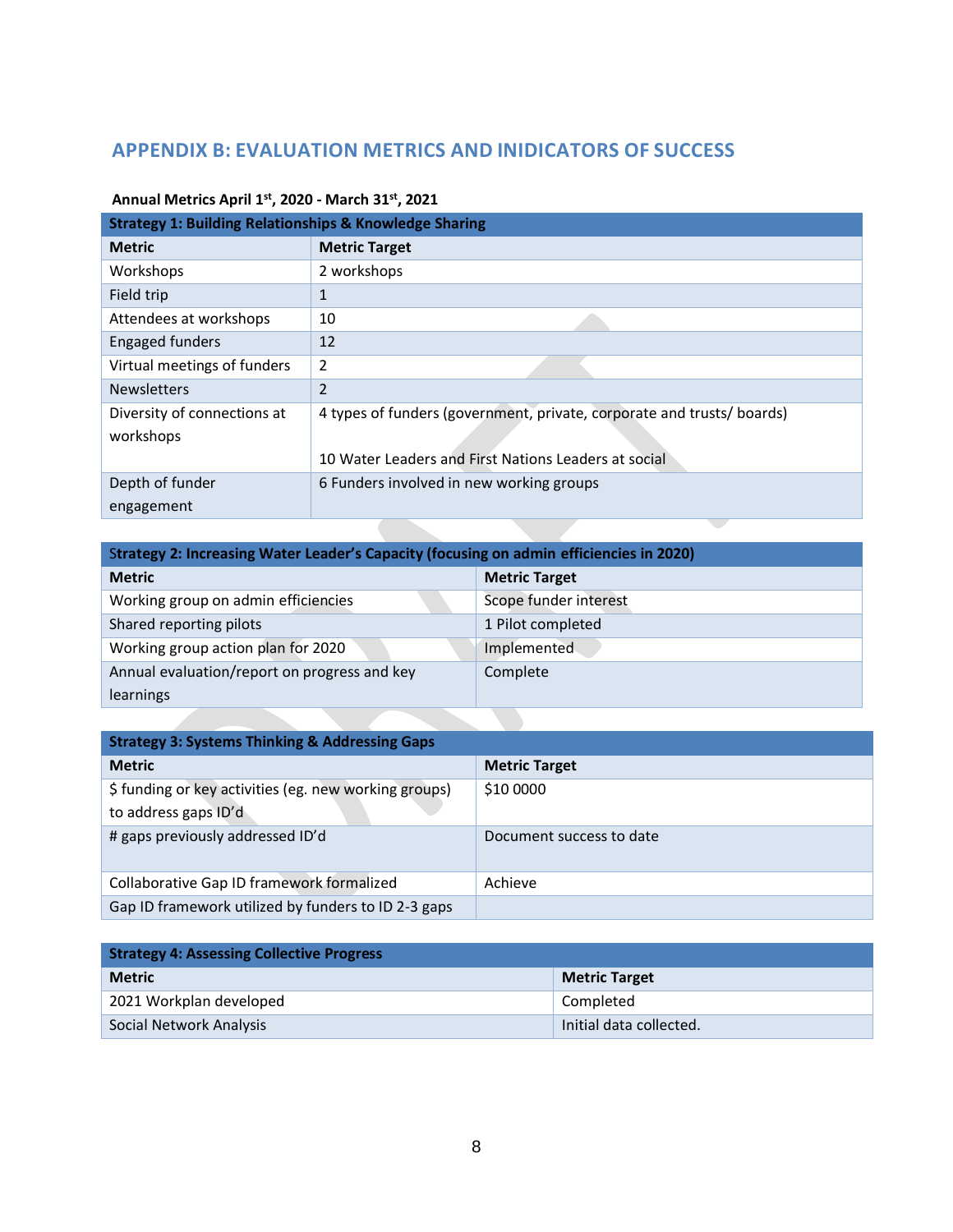## APPENDIX B: EVALUATION METRICS AND INIDICATORS OF SUCCESS

**Annual Metrics April 1st, 2020 - March 31st, 2021**

| Strategy 1: Building Relationships & Knowledge Sharing | |
|---|---|
| **Metric** | **Metric Target** |
| Workshops | 2 workshops |
| Field trip | 1 |
| Attendees at workshops | 10 |
| Engaged funders | 12 |
| Virtual meetings of funders | 2 |
| Newsletters | 2 |
| Diversity of connections at workshops | 4 types of funders (government, private, corporate and trusts/ boards)<br><br>10 Water Leaders and First Nations Leaders at social |
| Depth of funder engagement | 6 Funders involved in new working groups |

| Strategy 2: Increasing Water Leader's Capacity (focusing on admin efficiencies in 2020) | |
|---|---|
| **Metric** | **Metric Target** |
| Working group on admin efficiencies | Scope funder interest |
| Shared reporting pilots | 1 Pilot completed |
| Working group action plan for 2020 | Implemented |
| Annual evaluation/report on progress and key learnings | Complete |

| Strategy 3: Systems Thinking & Addressing Gaps | |
|---|---|
| **Metric** | **Metric Target** |
| $ funding or key activities (eg. new working groups) to address gaps ID'd | $10 0000 |
| # gaps previously addressed ID'd | Document success to date |
| Collaborative Gap ID framework formalized | Achieve |
| Gap ID framework utilized by funders to ID 2-3 gaps | |

| Strategy 4: Assessing Collective Progress | |
|---|---|
| **Metric** | **Metric Target** |
| 2021 Workplan developed | Completed |
| Social Network Analysis | Initial data collected. |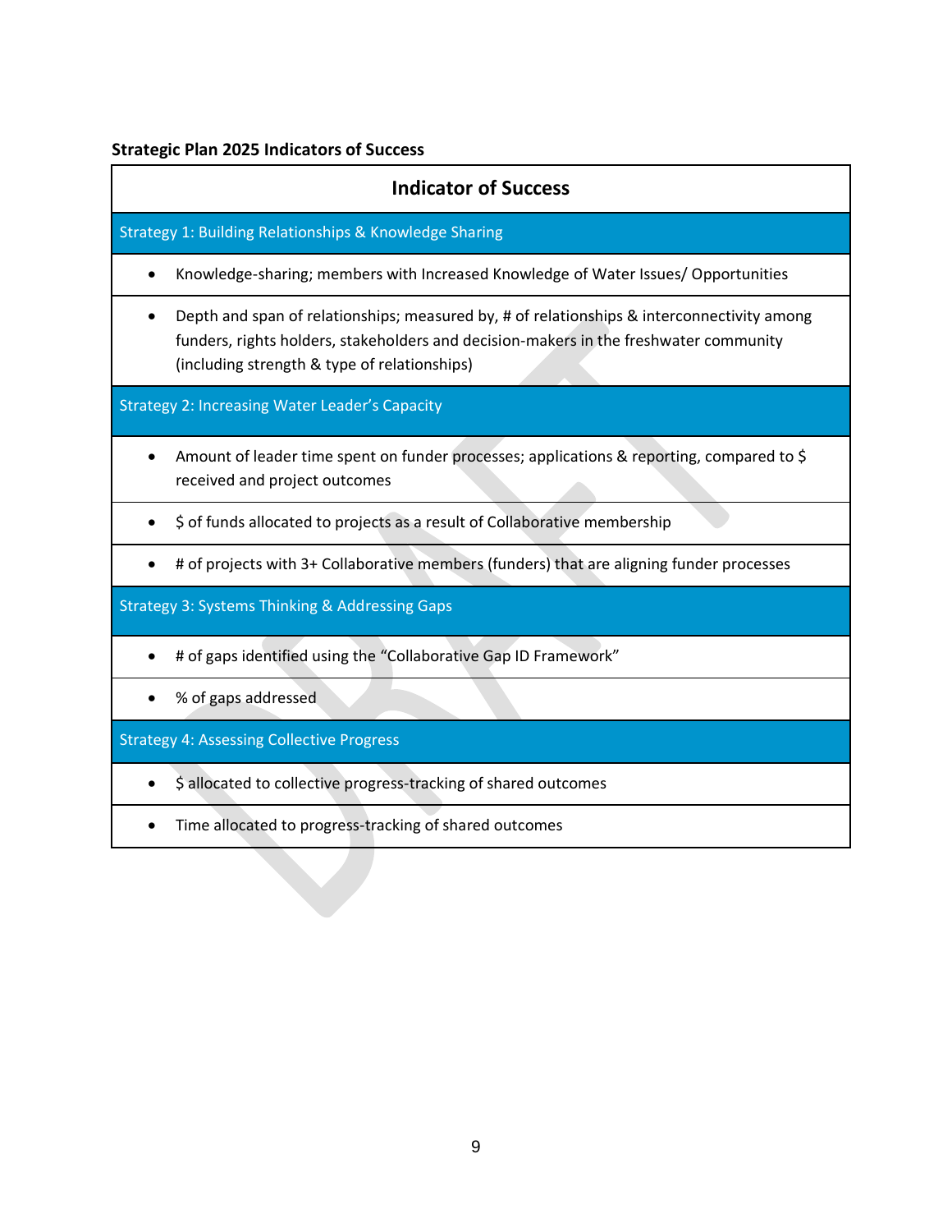**Strategic Plan 2025 Indicators of Success**

| Indicator of Success |
|---|
| Strategy 1: Building Relationships & Knowledge Sharing |
| • Knowledge-sharing; members with Increased Knowledge of Water Issues/ Opportunities |
| • Depth and span of relationships; measured by, # of relationships & interconnectivity among funders, rights holders, stakeholders and decision-makers in the freshwater community (including strength & type of relationships) |
| Strategy 2: Increasing Water Leader's Capacity |
| • Amount of leader time spent on funder processes; applications & reporting, compared to $ received and project outcomes |
| • $ of funds allocated to projects as a result of Collaborative membership |
| • # of projects with 3+ Collaborative members (funders) that are aligning funder processes |
| Strategy 3: Systems Thinking & Addressing Gaps |
| • # of gaps identified using the "Collaborative Gap ID Framework" |
| • % of gaps addressed |
| Strategy 4: Assessing Collective Progress |
| • $ allocated to collective progress-tracking of shared outcomes |
| • Time allocated to progress-tracking of shared outcomes |